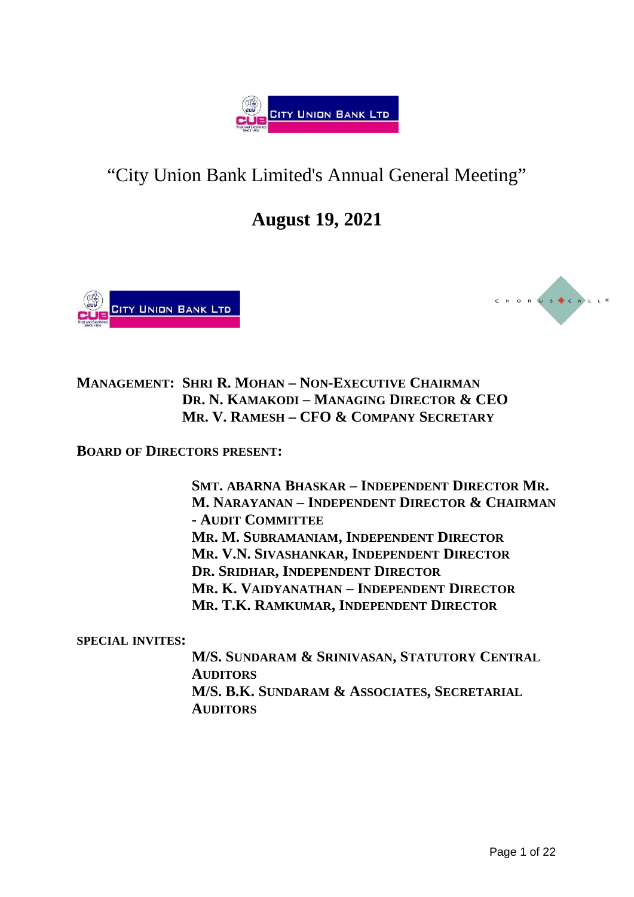# "City Union Bank Limited's Annual General Meeting"

## August 19, 2021

**MANAGEMENT:** **SHRI R. MOHAN – NON-EXECUTIVE CHAIRMAN**
**DR. N. KAMAKODI – MANAGING DIRECTOR & CEO**
**MR. V. RAMESH – CFO & COMPANY SECRETARY**

**BOARD OF DIRECTORS PRESENT:**

**SMT. ABARNA BHASKAR – INDEPENDENT DIRECTOR MR. M. NARAYANAN – INDEPENDENT DIRECTOR & CHAIRMAN - AUDIT COMMITTEE**
**MR. M. SUBRAMANIAM, INDEPENDENT DIRECTOR**
**MR. V.N. SIVASHANKAR, INDEPENDENT DIRECTOR**
**DR. SRIDHAR, INDEPENDENT DIRECTOR**
**MR. K. VAIDYANATHAN – INDEPENDENT DIRECTOR**
**MR. T.K. RAMKUMAR, INDEPENDENT DIRECTOR**

**SPECIAL INVITES:**

**M/S. SUNDARAM & SRINIVASAN, STATUTORY CENTRAL AUDITORS**
**M/S. B.K. SUNDARAM & ASSOCIATES, SECRETARIAL AUDITORS**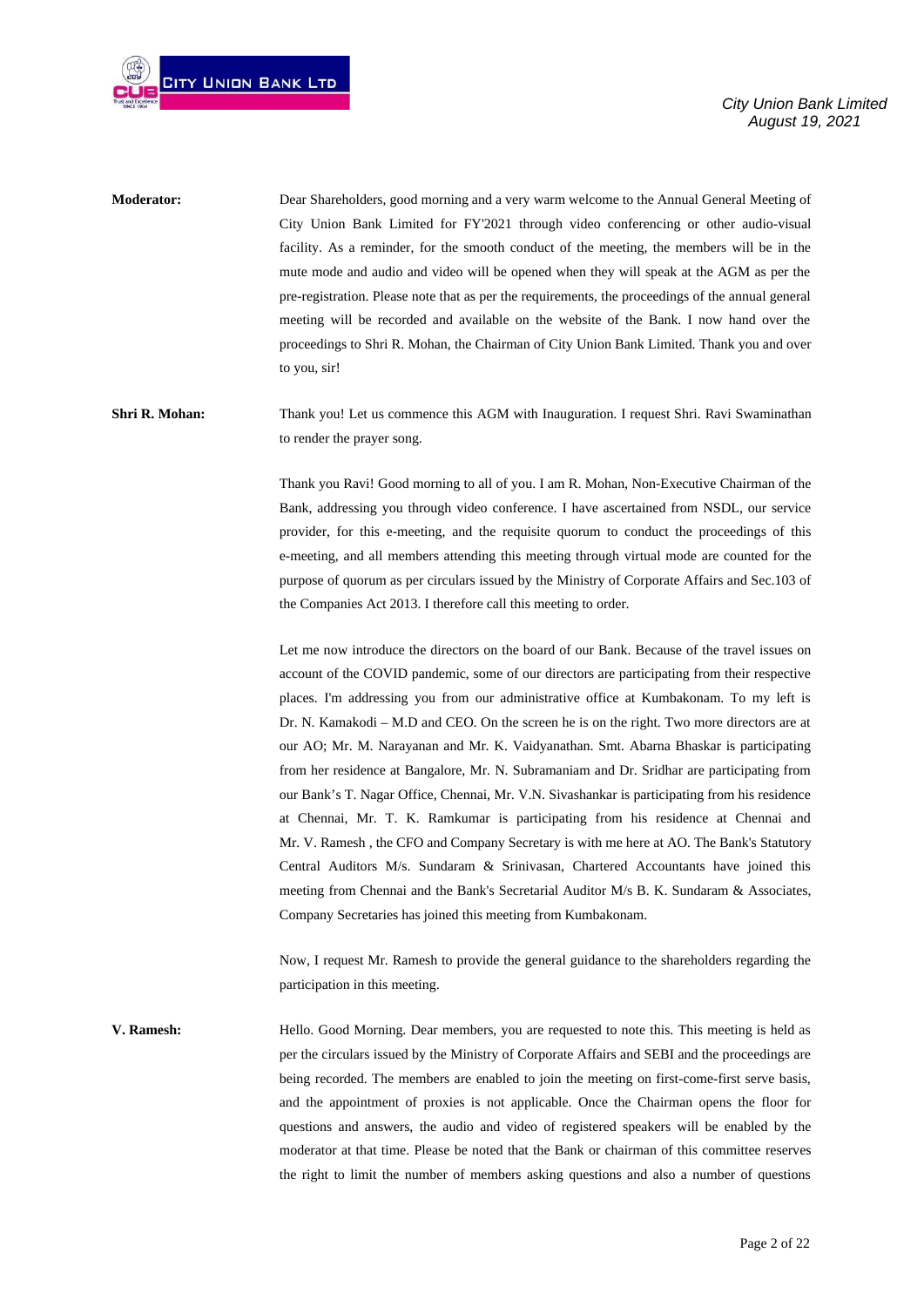**Moderator:** Dear Shareholders, good morning and a very warm welcome to the Annual General Meeting of City Union Bank Limited for FY'2021 through video conferencing or other audio-visual facility. As a reminder, for the smooth conduct of the meeting, the members will be in the mute mode and audio and video will be opened when they will speak at the AGM as per the pre-registration. Please note that as per the requirements, the proceedings of the annual general meeting will be recorded and available on the website of the Bank. I now hand over the proceedings to Shri R. Mohan, the Chairman of City Union Bank Limited. Thank you and over to you, sir!

**Shri R. Mohan:** Thank you! Let us commence this AGM with Inauguration. I request Shri. Ravi Swaminathan to render the prayer song.

Thank you Ravi! Good morning to all of you. I am R. Mohan, Non-Executive Chairman of the Bank, addressing you through video conference. I have ascertained from NSDL, our service provider, for this e-meeting, and the requisite quorum to conduct the proceedings of this e-meeting, and all members attending this meeting through virtual mode are counted for the purpose of quorum as per circulars issued by the Ministry of Corporate Affairs and Sec.103 of the Companies Act 2013. I therefore call this meeting to order.

Let me now introduce the directors on the board of our Bank. Because of the travel issues on account of the COVID pandemic, some of our directors are participating from their respective places. I'm addressing you from our administrative office at Kumbakonam. To my left is Dr. N. Kamakodi – M.D and CEO. On the screen he is on the right. Two more directors are at our AO; Mr. M. Narayanan and Mr. K. Vaidyanathan. Smt. Abarna Bhaskar is participating from her residence at Bangalore, Mr. N. Subramaniam and Dr. Sridhar are participating from our Bank's T. Nagar Office, Chennai, Mr. V.N. Sivashankar is participating from his residence at Chennai, Mr. T. K. Ramkumar is participating from his residence at Chennai and Mr. V. Ramesh , the CFO and Company Secretary is with me here at AO. The Bank's Statutory Central Auditors M/s. Sundaram & Srinivasan, Chartered Accountants have joined this meeting from Chennai and the Bank's Secretarial Auditor M/s B. K. Sundaram & Associates, Company Secretaries has joined this meeting from Kumbakonam.

Now, I request Mr. Ramesh to provide the general guidance to the shareholders regarding the participation in this meeting.

**V. Ramesh:** Hello. Good Morning. Dear members, you are requested to note this. This meeting is held as per the circulars issued by the Ministry of Corporate Affairs and SEBI and the proceedings are being recorded. The members are enabled to join the meeting on first-come-first serve basis, and the appointment of proxies is not applicable. Once the Chairman opens the floor for questions and answers, the audio and video of registered speakers will be enabled by the moderator at that time. Please be noted that the Bank or chairman of this committee reserves the right to limit the number of members asking questions and also a number of questions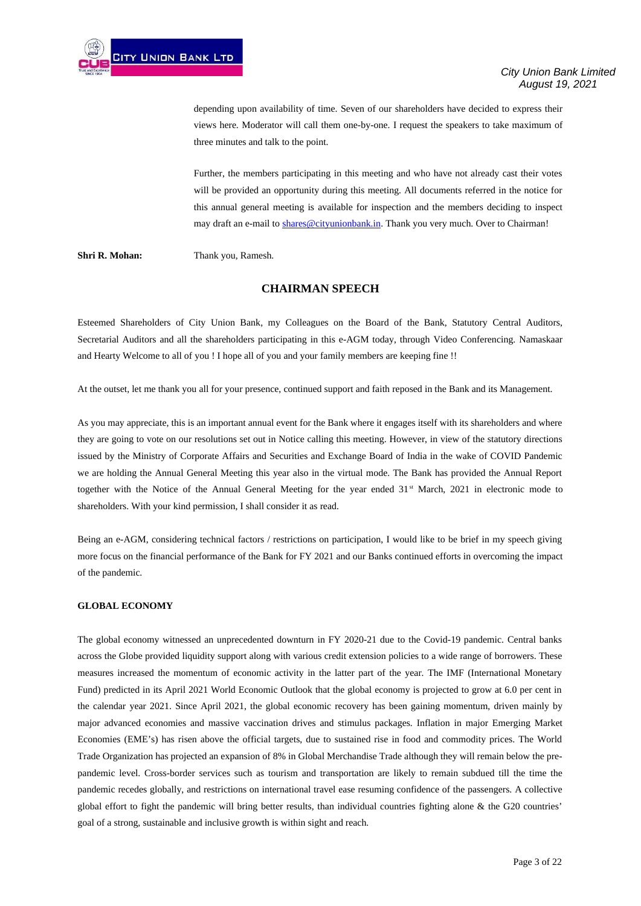depending upon availability of time. Seven of our shareholders have decided to express their views here. Moderator will call them one-by-one. I request the speakers to take maximum of three minutes and talk to the point.

Further, the members participating in this meeting and who have not already cast their votes will be provided an opportunity during this meeting. All documents referred in the notice for this annual general meeting is available for inspection and the members deciding to inspect may draft an e-mail to shares@cityunionbank.in. Thank you very much. Over to Chairman!

**Shri R. Mohan:** Thank you, Ramesh.

## CHAIRMAN SPEECH

Esteemed Shareholders of City Union Bank, my Colleagues on the Board of the Bank, Statutory Central Auditors, Secretarial Auditors and all the shareholders participating in this e-AGM today, through Video Conferencing. Namaskaar and Hearty Welcome to all of you ! I hope all of you and your family members are keeping fine !!

At the outset, let me thank you all for your presence, continued support and faith reposed in the Bank and its Management.

As you may appreciate, this is an important annual event for the Bank where it engages itself with its shareholders and where they are going to vote on our resolutions set out in Notice calling this meeting. However, in view of the statutory directions issued by the Ministry of Corporate Affairs and Securities and Exchange Board of India in the wake of COVID Pandemic we are holding the Annual General Meeting this year also in the virtual mode. The Bank has provided the Annual Report together with the Notice of the Annual General Meeting for the year ended 31st March, 2021 in electronic mode to shareholders. With your kind permission, I shall consider it as read.

Being an e-AGM, considering technical factors / restrictions on participation, I would like to be brief in my speech giving more focus on the financial performance of the Bank for FY 2021 and our Banks continued efforts in overcoming the impact of the pandemic.

### GLOBAL ECONOMY

The global economy witnessed an unprecedented downturn in FY 2020-21 due to the Covid-19 pandemic. Central banks across the Globe provided liquidity support along with various credit extension policies to a wide range of borrowers. These measures increased the momentum of economic activity in the latter part of the year. The IMF (International Monetary Fund) predicted in its April 2021 World Economic Outlook that the global economy is projected to grow at 6.0 per cent in the calendar year 2021. Since April 2021, the global economic recovery has been gaining momentum, driven mainly by major advanced economies and massive vaccination drives and stimulus packages. Inflation in major Emerging Market Economies (EME's) has risen above the official targets, due to sustained rise in food and commodity prices. The World Trade Organization has projected an expansion of 8% in Global Merchandise Trade although they will remain below the pre-pandemic level. Cross-border services such as tourism and transportation are likely to remain subdued till the time the pandemic recedes globally, and restrictions on international travel ease resuming confidence of the passengers. A collective global effort to fight the pandemic will bring better results, than individual countries fighting alone & the G20 countries' goal of a strong, sustainable and inclusive growth is within sight and reach.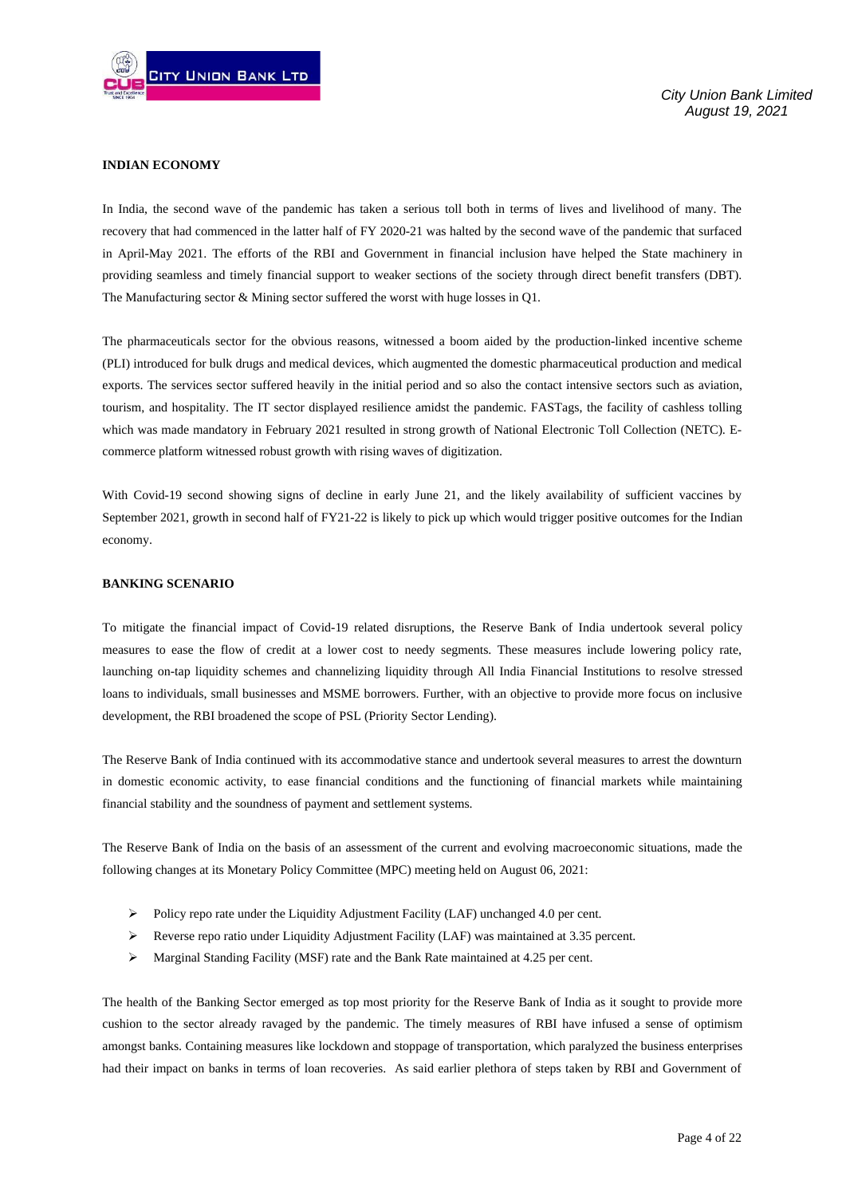## INDIAN ECONOMY

In India, the second wave of the pandemic has taken a serious toll both in terms of lives and livelihood of many. The recovery that had commenced in the latter half of FY 2020-21 was halted by the second wave of the pandemic that surfaced in April-May 2021. The efforts of the RBI and Government in financial inclusion have helped the State machinery in providing seamless and timely financial support to weaker sections of the society through direct benefit transfers (DBT). The Manufacturing sector & Mining sector suffered the worst with huge losses in Q1.

The pharmaceuticals sector for the obvious reasons, witnessed a boom aided by the production-linked incentive scheme (PLI) introduced for bulk drugs and medical devices, which augmented the domestic pharmaceutical production and medical exports. The services sector suffered heavily in the initial period and so also the contact intensive sectors such as aviation, tourism, and hospitality. The IT sector displayed resilience amidst the pandemic. FASTags, the facility of cashless tolling which was made mandatory in February 2021 resulted in strong growth of National Electronic Toll Collection (NETC). E-commerce platform witnessed robust growth with rising waves of digitization.

With Covid-19 second showing signs of decline in early June 21, and the likely availability of sufficient vaccines by September 2021, growth in second half of FY21-22 is likely to pick up which would trigger positive outcomes for the Indian economy.

## BANKING SCENARIO

To mitigate the financial impact of Covid-19 related disruptions, the Reserve Bank of India undertook several policy measures to ease the flow of credit at a lower cost to needy segments. These measures include lowering policy rate, launching on-tap liquidity schemes and channelizing liquidity through All India Financial Institutions to resolve stressed loans to individuals, small businesses and MSME borrowers. Further, with an objective to provide more focus on inclusive development, the RBI broadened the scope of PSL (Priority Sector Lending).

The Reserve Bank of India continued with its accommodative stance and undertook several measures to arrest the downturn in domestic economic activity, to ease financial conditions and the functioning of financial markets while maintaining financial stability and the soundness of payment and settlement systems.

The Reserve Bank of India on the basis of an assessment of the current and evolving macroeconomic situations, made the following changes at its Monetary Policy Committee (MPC) meeting held on August 06, 2021:

- Policy repo rate under the Liquidity Adjustment Facility (LAF) unchanged 4.0 per cent.
- Reverse repo ratio under Liquidity Adjustment Facility (LAF) was maintained at 3.35 percent.
- Marginal Standing Facility (MSF) rate and the Bank Rate maintained at 4.25 per cent.

The health of the Banking Sector emerged as top most priority for the Reserve Bank of India as it sought to provide more cushion to the sector already ravaged by the pandemic. The timely measures of RBI have infused a sense of optimism amongst banks. Containing measures like lockdown and stoppage of transportation, which paralyzed the business enterprises had their impact on banks in terms of loan recoveries. As said earlier plethora of steps taken by RBI and Government of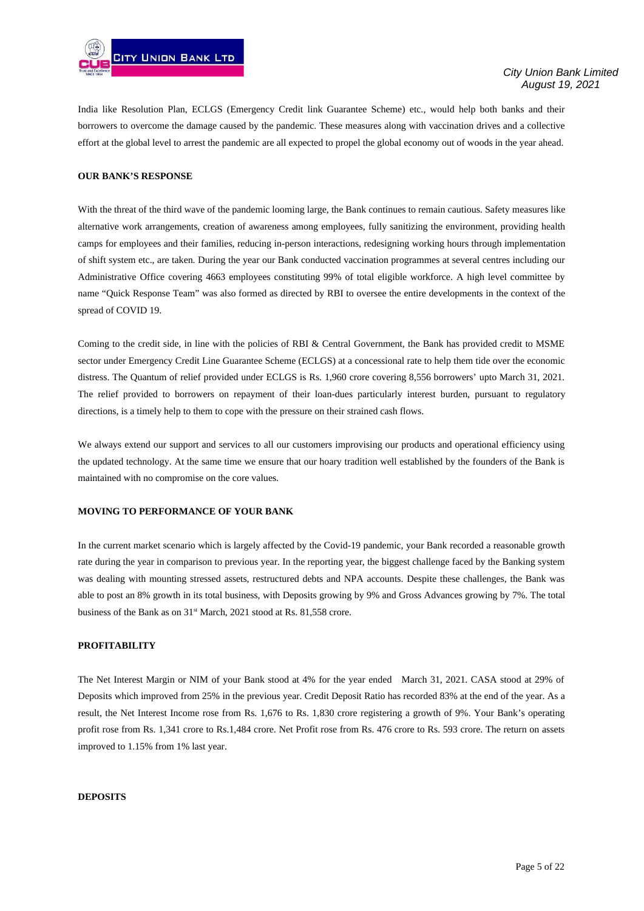India like Resolution Plan, ECLGS (Emergency Credit link Guarantee Scheme) etc., would help both banks and their borrowers to overcome the damage caused by the pandemic. These measures along with vaccination drives and a collective effort at the global level to arrest the pandemic are all expected to propel the global economy out of woods in the year ahead.

**OUR BANK'S RESPONSE**

With the threat of the third wave of the pandemic looming large, the Bank continues to remain cautious. Safety measures like alternative work arrangements, creation of awareness among employees, fully sanitizing the environment, providing health camps for employees and their families, reducing in-person interactions, redesigning working hours through implementation of shift system etc., are taken. During the year our Bank conducted vaccination programmes at several centres including our Administrative Office covering 4663 employees constituting 99% of total eligible workforce. A high level committee by name "Quick Response Team" was also formed as directed by RBI to oversee the entire developments in the context of the spread of COVID 19.

Coming to the credit side, in line with the policies of RBI & Central Government, the Bank has provided credit to MSME sector under Emergency Credit Line Guarantee Scheme (ECLGS) at a concessional rate to help them tide over the economic distress. The Quantum of relief provided under ECLGS is Rs. 1,960 crore covering 8,556 borrowers' upto March 31, 2021. The relief provided to borrowers on repayment of their loan-dues particularly interest burden, pursuant to regulatory directions, is a timely help to them to cope with the pressure on their strained cash flows.

We always extend our support and services to all our customers improvising our products and operational efficiency using the updated technology. At the same time we ensure that our hoary tradition well established by the founders of the Bank is maintained with no compromise on the core values.

**MOVING TO PERFORMANCE OF YOUR BANK**

In the current market scenario which is largely affected by the Covid-19 pandemic, your Bank recorded a reasonable growth rate during the year in comparison to previous year. In the reporting year, the biggest challenge faced by the Banking system was dealing with mounting stressed assets, restructured debts and NPA accounts. Despite these challenges, the Bank was able to post an 8% growth in its total business, with Deposits growing by 9% and Gross Advances growing by 7%. The total business of the Bank as on 31st March, 2021 stood at Rs. 81,558 crore.

**PROFITABILITY**

The Net Interest Margin or NIM of your Bank stood at 4% for the year ended March 31, 2021. CASA stood at 29% of Deposits which improved from 25% in the previous year. Credit Deposit Ratio has recorded 83% at the end of the year. As a result, the Net Interest Income rose from Rs. 1,676 to Rs. 1,830 crore registering a growth of 9%. Your Bank's operating profit rose from Rs. 1,341 crore to Rs.1,484 crore. Net Profit rose from Rs. 476 crore to Rs. 593 crore. The return on assets improved to 1.15% from 1% last year.

**DEPOSITS**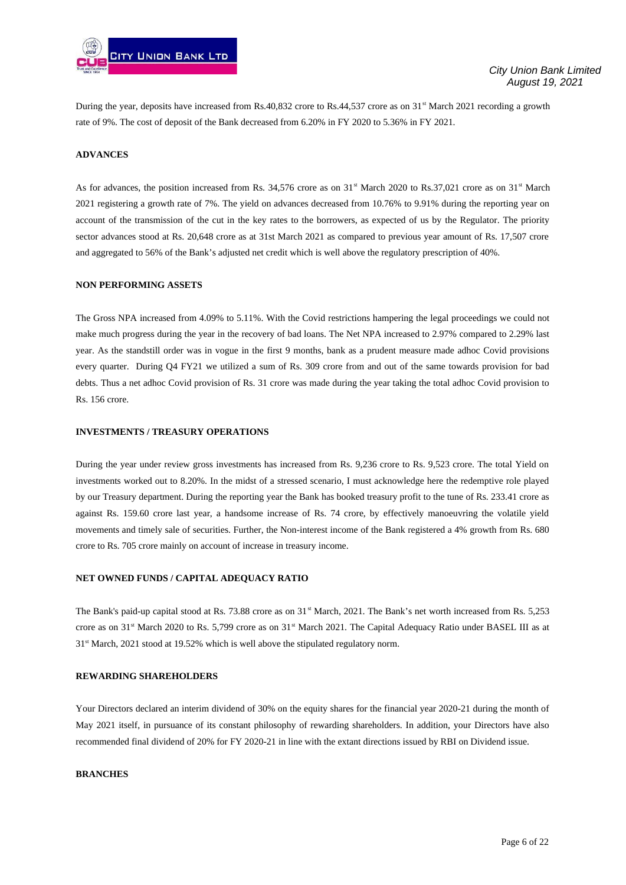During the year, deposits have increased from Rs.40,832 crore to Rs.44,537 crore as on 31st March 2021 recording a growth rate of 9%. The cost of deposit of the Bank decreased from 6.20% in FY 2020 to 5.36% in FY 2021.

**ADVANCES**

As for advances, the position increased from Rs. 34,576 crore as on 31st March 2020 to Rs.37,021 crore as on 31st March 2021 registering a growth rate of 7%. The yield on advances decreased from 10.76% to 9.91% during the reporting year on account of the transmission of the cut in the key rates to the borrowers, as expected of us by the Regulator. The priority sector advances stood at Rs. 20,648 crore as at 31st March 2021 as compared to previous year amount of Rs. 17,507 crore and aggregated to 56% of the Bank's adjusted net credit which is well above the regulatory prescription of 40%.

**NON PERFORMING ASSETS**

The Gross NPA increased from 4.09% to 5.11%. With the Covid restrictions hampering the legal proceedings we could not make much progress during the year in the recovery of bad loans. The Net NPA increased to 2.97% compared to 2.29% last year. As the standstill order was in vogue in the first 9 months, bank as a prudent measure made adhoc Covid provisions every quarter. During Q4 FY21 we utilized a sum of Rs. 309 crore from and out of the same towards provision for bad debts. Thus a net adhoc Covid provision of Rs. 31 crore was made during the year taking the total adhoc Covid provision to Rs. 156 crore.

**INVESTMENTS / TREASURY OPERATIONS**

During the year under review gross investments has increased from Rs. 9,236 crore to Rs. 9,523 crore. The total Yield on investments worked out to 8.20%. In the midst of a stressed scenario, I must acknowledge here the redemptive role played by our Treasury department. During the reporting year the Bank has booked treasury profit to the tune of Rs. 233.41 crore as against Rs. 159.60 crore last year, a handsome increase of Rs. 74 crore, by effectively manoeuvring the volatile yield movements and timely sale of securities. Further, the Non-interest income of the Bank registered a 4% growth from Rs. 680 crore to Rs. 705 crore mainly on account of increase in treasury income.

**NET OWNED FUNDS / CAPITAL ADEQUACY RATIO**

The Bank's paid-up capital stood at Rs. 73.88 crore as on 31st March, 2021. The Bank's net worth increased from Rs. 5,253 crore as on 31st March 2020 to Rs. 5,799 crore as on 31st March 2021. The Capital Adequacy Ratio under BASEL III as at 31st March, 2021 stood at 19.52% which is well above the stipulated regulatory norm.

**REWARDING SHAREHOLDERS**

Your Directors declared an interim dividend of 30% on the equity shares for the financial year 2020-21 during the month of May 2021 itself, in pursuance of its constant philosophy of rewarding shareholders. In addition, your Directors have also recommended final dividend of 20% for FY 2020-21 in line with the extant directions issued by RBI on Dividend issue.

**BRANCHES**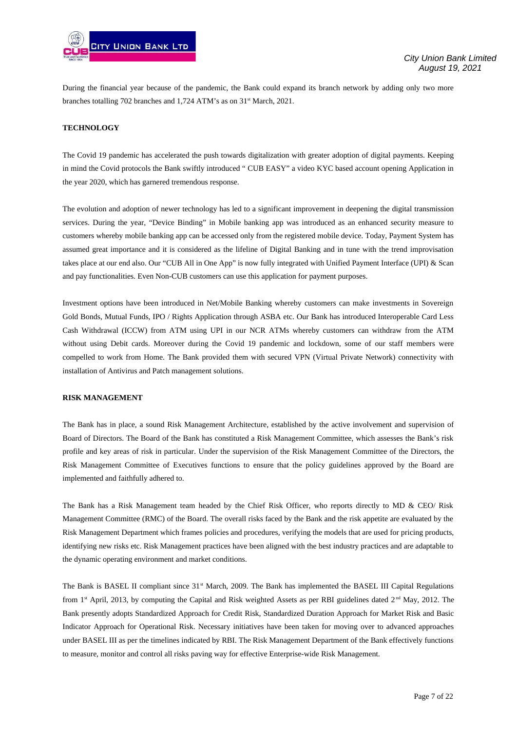During the financial year because of the pandemic, the Bank could expand its branch network by adding only two more branches totalling 702 branches and 1,724 ATM's as on 31st March, 2021.

**TECHNOLOGY**

The Covid 19 pandemic has accelerated the push towards digitalization with greater adoption of digital payments. Keeping in mind the Covid protocols the Bank swiftly introduced " CUB EASY" a video KYC based account opening Application in the year 2020, which has garnered tremendous response.

The evolution and adoption of newer technology has led to a significant improvement in deepening the digital transmission services. During the year, "Device Binding" in Mobile banking app was introduced as an enhanced security measure to customers whereby mobile banking app can be accessed only from the registered mobile device. Today, Payment System has assumed great importance and it is considered as the lifeline of Digital Banking and in tune with the trend improvisation takes place at our end also. Our "CUB All in One App" is now fully integrated with Unified Payment Interface (UPI) & Scan and pay functionalities. Even Non-CUB customers can use this application for payment purposes.

Investment options have been introduced in Net/Mobile Banking whereby customers can make investments in Sovereign Gold Bonds, Mutual Funds, IPO / Rights Application through ASBA etc. Our Bank has introduced Interoperable Card Less Cash Withdrawal (ICCW) from ATM using UPI in our NCR ATMs whereby customers can withdraw from the ATM without using Debit cards. Moreover during the Covid 19 pandemic and lockdown, some of our staff members were compelled to work from Home. The Bank provided them with secured VPN (Virtual Private Network) connectivity with installation of Antivirus and Patch management solutions.

**RISK MANAGEMENT**

The Bank has in place, a sound Risk Management Architecture, established by the active involvement and supervision of Board of Directors. The Board of the Bank has constituted a Risk Management Committee, which assesses the Bank's risk profile and key areas of risk in particular. Under the supervision of the Risk Management Committee of the Directors, the Risk Management Committee of Executives functions to ensure that the policy guidelines approved by the Board are implemented and faithfully adhered to.

The Bank has a Risk Management team headed by the Chief Risk Officer, who reports directly to MD & CEO/ Risk Management Committee (RMC) of the Board. The overall risks faced by the Bank and the risk appetite are evaluated by the Risk Management Department which frames policies and procedures, verifying the models that are used for pricing products, identifying new risks etc. Risk Management practices have been aligned with the best industry practices and are adaptable to the dynamic operating environment and market conditions.

The Bank is BASEL II compliant since 31st March, 2009. The Bank has implemented the BASEL III Capital Regulations from 1st April, 2013, by computing the Capital and Risk weighted Assets as per RBI guidelines dated 2nd May, 2012. The Bank presently adopts Standardized Approach for Credit Risk, Standardized Duration Approach for Market Risk and Basic Indicator Approach for Operational Risk. Necessary initiatives have been taken for moving over to advanced approaches under BASEL III as per the timelines indicated by RBI. The Risk Management Department of the Bank effectively functions to measure, monitor and control all risks paving way for effective Enterprise-wide Risk Management.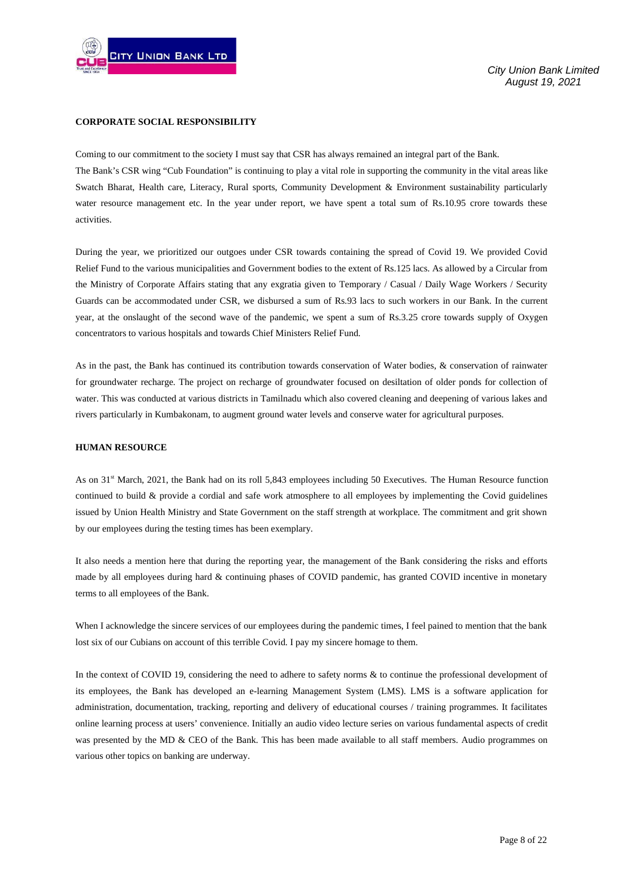**CORPORATE SOCIAL RESPONSIBILITY**

Coming to our commitment to the society I must say that CSR has always remained an integral part of the Bank. The Bank's CSR wing "Cub Foundation" is continuing to play a vital role in supporting the community in the vital areas like Swatch Bharat, Health care, Literacy, Rural sports, Community Development & Environment sustainability particularly water resource management etc. In the year under report, we have spent a total sum of Rs.10.95 crore towards these activities.

During the year, we prioritized our outgoes under CSR towards containing the spread of Covid 19. We provided Covid Relief Fund to the various municipalities and Government bodies to the extent of Rs.125 lacs. As allowed by a Circular from the Ministry of Corporate Affairs stating that any exgratia given to Temporary / Casual / Daily Wage Workers / Security Guards can be accommodated under CSR, we disbursed a sum of Rs.93 lacs to such workers in our Bank. In the current year, at the onslaught of the second wave of the pandemic, we spent a sum of Rs.3.25 crore towards supply of Oxygen concentrators to various hospitals and towards Chief Ministers Relief Fund.

As in the past, the Bank has continued its contribution towards conservation of Water bodies, & conservation of rainwater for groundwater recharge. The project on recharge of groundwater focused on desiltation of older ponds for collection of water. This was conducted at various districts in Tamilnadu which also covered cleaning and deepening of various lakes and rivers particularly in Kumbakonam, to augment ground water levels and conserve water for agricultural purposes.

**HUMAN RESOURCE**

As on 31st March, 2021, the Bank had on its roll 5,843 employees including 50 Executives. The Human Resource function continued to build & provide a cordial and safe work atmosphere to all employees by implementing the Covid guidelines issued by Union Health Ministry and State Government on the staff strength at workplace. The commitment and grit shown by our employees during the testing times has been exemplary.

It also needs a mention here that during the reporting year, the management of the Bank considering the risks and efforts made by all employees during hard & continuing phases of COVID pandemic, has granted COVID incentive in monetary terms to all employees of the Bank.

When I acknowledge the sincere services of our employees during the pandemic times, I feel pained to mention that the bank lost six of our Cubians on account of this terrible Covid. I pay my sincere homage to them.

In the context of COVID 19, considering the need to adhere to safety norms & to continue the professional development of its employees, the Bank has developed an e-learning Management System (LMS). LMS is a software application for administration, documentation, tracking, reporting and delivery of educational courses / training programmes. It facilitates online learning process at users' convenience. Initially an audio video lecture series on various fundamental aspects of credit was presented by the MD & CEO of the Bank. This has been made available to all staff members. Audio programmes on various other topics on banking are underway.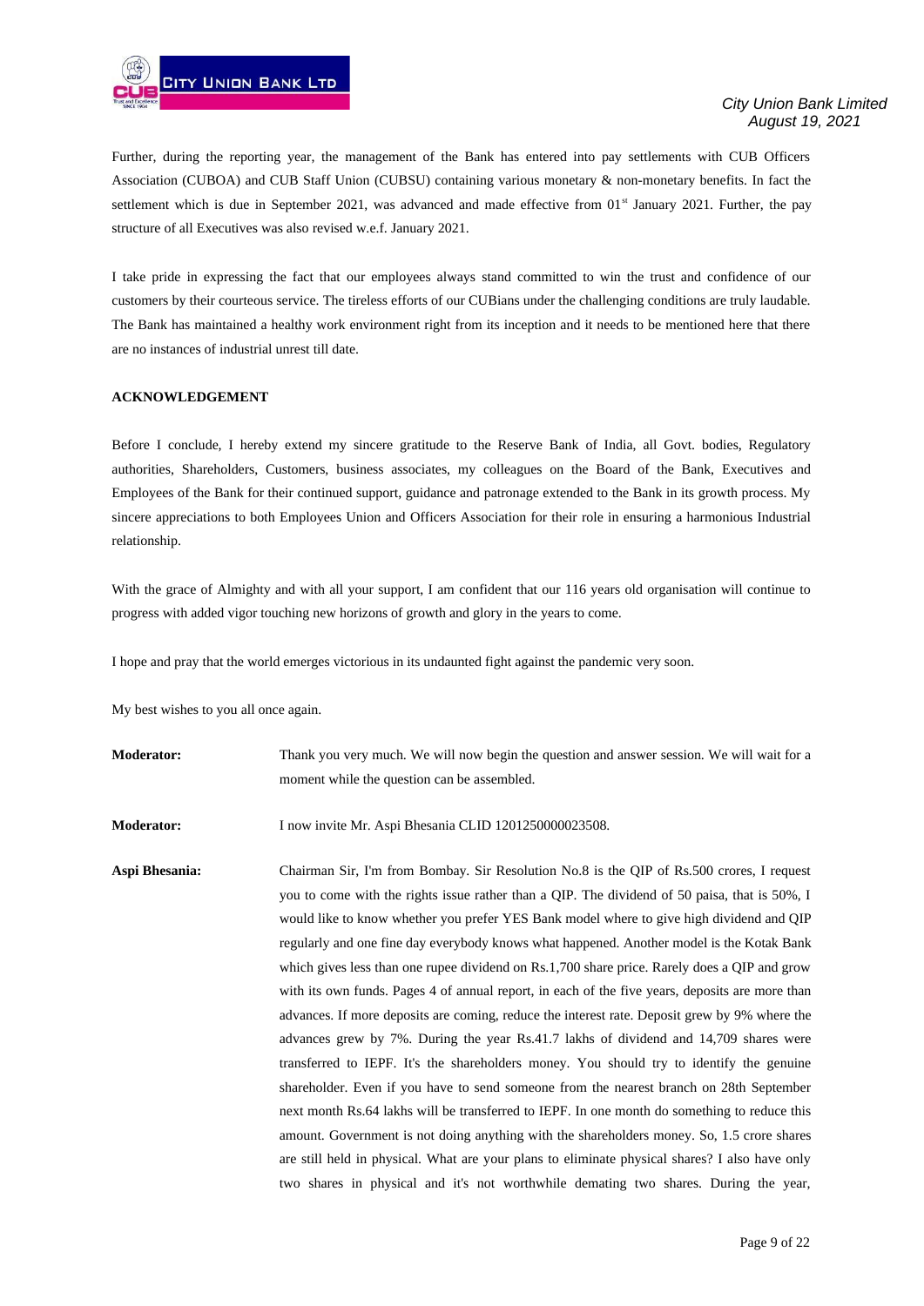Further, during the reporting year, the management of the Bank has entered into pay settlements with CUB Officers Association (CUBOA) and CUB Staff Union (CUBSU) containing various monetary & non-monetary benefits. In fact the settlement which is due in September 2021, was advanced and made effective from 01st January 2021. Further, the pay structure of all Executives was also revised w.e.f. January 2021.

I take pride in expressing the fact that our employees always stand committed to win the trust and confidence of our customers by their courteous service. The tireless efforts of our CUBians under the challenging conditions are truly laudable. The Bank has maintained a healthy work environment right from its inception and it needs to be mentioned here that there are no instances of industrial unrest till date.

**ACKNOWLEDGEMENT**

Before I conclude, I hereby extend my sincere gratitude to the Reserve Bank of India, all Govt. bodies, Regulatory authorities, Shareholders, Customers, business associates, my colleagues on the Board of the Bank, Executives and Employees of the Bank for their continued support, guidance and patronage extended to the Bank in its growth process. My sincere appreciations to both Employees Union and Officers Association for their role in ensuring a harmonious Industrial relationship.

With the grace of Almighty and with all your support, I am confident that our 116 years old organisation will continue to progress with added vigor touching new horizons of growth and glory in the years to come.

I hope and pray that the world emerges victorious in its undaunted fight against the pandemic very soon.

My best wishes to you all once again.

**Moderator:** Thank you very much. We will now begin the question and answer session. We will wait for a moment while the question can be assembled.

**Moderator:** I now invite Mr. Aspi Bhesania CLID 1201250000023508.

**Aspi Bhesania:** Chairman Sir, I'm from Bombay. Sir Resolution No.8 is the QIP of Rs.500 crores, I request you to come with the rights issue rather than a QIP. The dividend of 50 paisa, that is 50%, I would like to know whether you prefer YES Bank model where to give high dividend and QIP regularly and one fine day everybody knows what happened. Another model is the Kotak Bank which gives less than one rupee dividend on Rs.1,700 share price. Rarely does a QIP and grow with its own funds. Pages 4 of annual report, in each of the five years, deposits are more than advances. If more deposits are coming, reduce the interest rate. Deposit grew by 9% where the advances grew by 7%. During the year Rs.41.7 lakhs of dividend and 14,709 shares were transferred to IEPF. It's the shareholders money. You should try to identify the genuine shareholder. Even if you have to send someone from the nearest branch on 28th September next month Rs.64 lakhs will be transferred to IEPF. In one month do something to reduce this amount. Government is not doing anything with the shareholders money. So, 1.5 crore shares are still held in physical. What are your plans to eliminate physical shares? I also have only two shares in physical and it's not worthwhile demating two shares. During the year,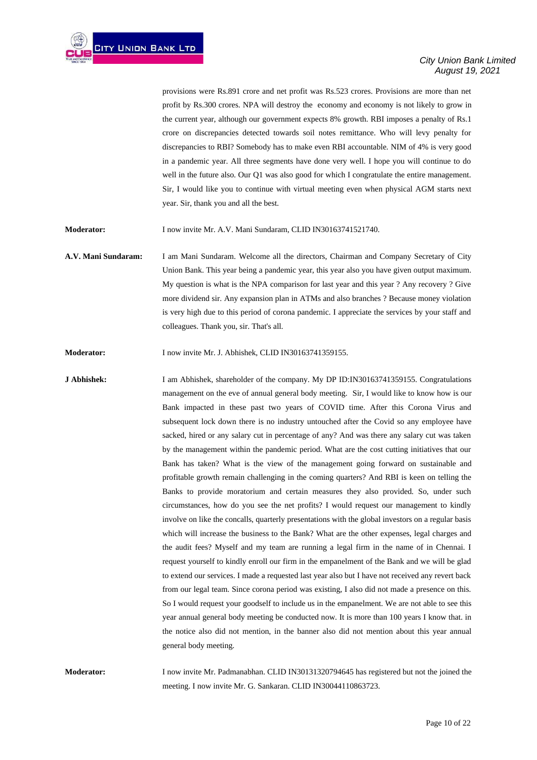provisions were Rs.891 crore and net profit was Rs.523 crores. Provisions are more than net profit by Rs.300 crores. NPA will destroy the economy and economy is not likely to grow in the current year, although our government expects 8% growth. RBI imposes a penalty of Rs.1 crore on discrepancies detected towards soil notes remittance. Who will levy penalty for discrepancies to RBI? Somebody has to make even RBI accountable. NIM of 4% is very good in a pandemic year. All three segments have done very well. I hope you will continue to do well in the future also. Our Q1 was also good for which I congratulate the entire management. Sir, I would like you to continue with virtual meeting even when physical AGM starts next year. Sir, thank you and all the best.

**Moderator:** I now invite Mr. A.V. Mani Sundaram, CLID IN30163741521740.

**A.V. Mani Sundaram:** I am Mani Sundaram. Welcome all the directors, Chairman and Company Secretary of City Union Bank. This year being a pandemic year, this year also you have given output maximum. My question is what is the NPA comparison for last year and this year ? Any recovery ? Give more dividend sir. Any expansion plan in ATMs and also branches ? Because money violation is very high due to this period of corona pandemic. I appreciate the services by your staff and colleagues. Thank you, sir. That's all.

**Moderator:** I now invite Mr. J. Abhishek, CLID IN30163741359155.

**J Abhishek:** I am Abhishek, shareholder of the company. My DP ID:IN30163741359155. Congratulations management on the eve of annual general body meeting. Sir, I would like to know how is our Bank impacted in these past two years of COVID time. After this Corona Virus and subsequent lock down there is no industry untouched after the Covid so any employee have sacked, hired or any salary cut in percentage of any? And was there any salary cut was taken by the management within the pandemic period. What are the cost cutting initiatives that our Bank has taken? What is the view of the management going forward on sustainable and profitable growth remain challenging in the coming quarters? And RBI is keen on telling the Banks to provide moratorium and certain measures they also provided. So, under such circumstances, how do you see the net profits? I would request our management to kindly involve on like the concalls, quarterly presentations with the global investors on a regular basis which will increase the business to the Bank? What are the other expenses, legal charges and the audit fees? Myself and my team are running a legal firm in the name of in Chennai. I request yourself to kindly enroll our firm in the empanelment of the Bank and we will be glad to extend our services. I made a requested last year also but I have not received any revert back from our legal team. Since corona period was existing, I also did not made a presence on this. So I would request your goodself to include us in the empanelment. We are not able to see this year annual general body meeting be conducted now. It is more than 100 years I know that. in the notice also did not mention, in the banner also did not mention about this year annual general body meeting.

**Moderator:** I now invite Mr. Padmanabhan. CLID IN30131320794645 has registered but not the joined the meeting. I now invite Mr. G. Sankaran. CLID IN30044110863723.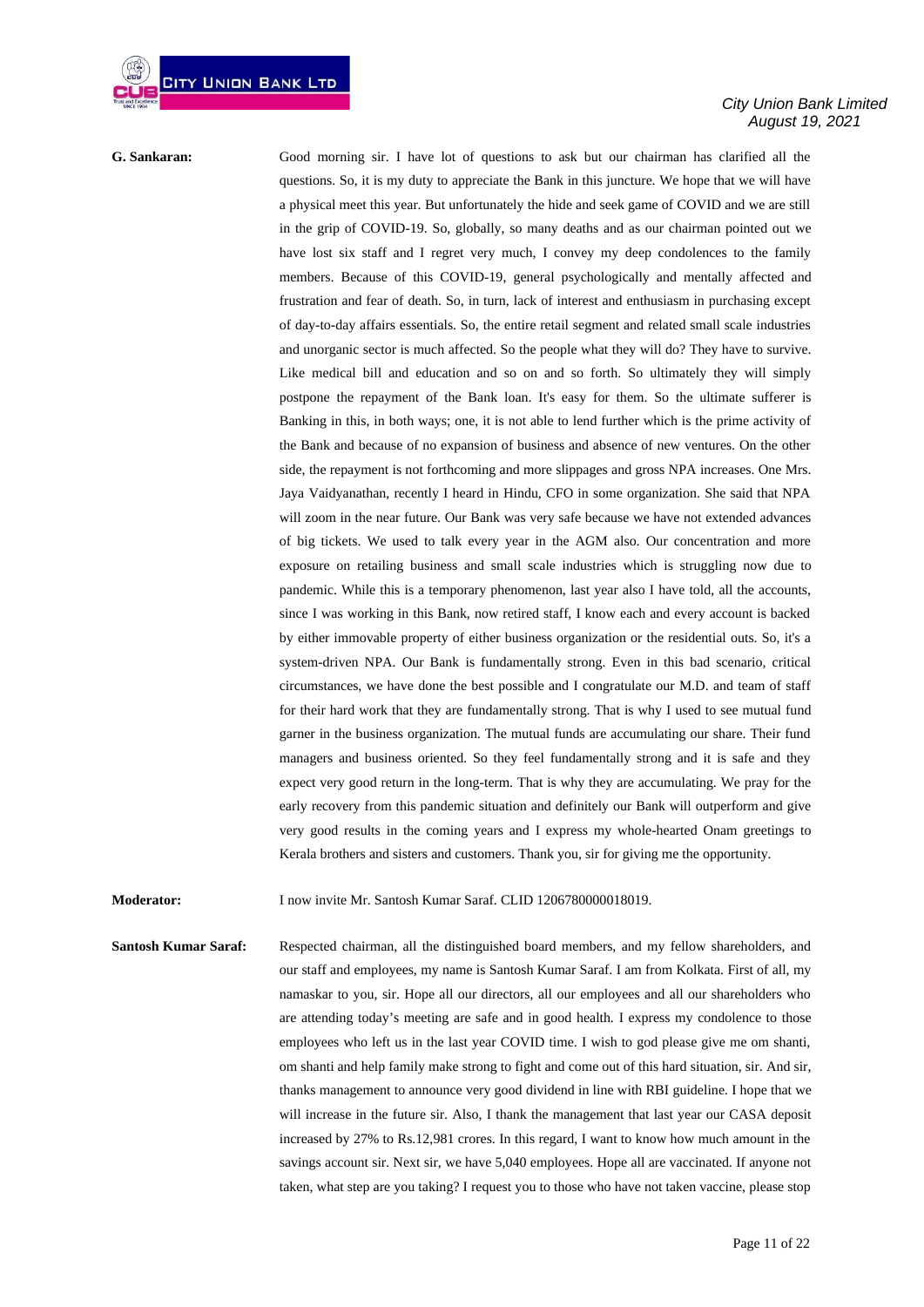**G. Sankaran:** Good morning sir. I have lot of questions to ask but our chairman has clarified all the questions. So, it is my duty to appreciate the Bank in this juncture. We hope that we will have a physical meet this year. But unfortunately the hide and seek game of COVID and we are still in the grip of COVID-19. So, globally, so many deaths and as our chairman pointed out we have lost six staff and I regret very much, I convey my deep condolences to the family members. Because of this COVID-19, general psychologically and mentally affected and frustration and fear of death. So, in turn, lack of interest and enthusiasm in purchasing except of day-to-day affairs essentials. So, the entire retail segment and related small scale industries and unorganic sector is much affected. So the people what they will do? They have to survive. Like medical bill and education and so on and so forth. So ultimately they will simply postpone the repayment of the Bank loan. It's easy for them. So the ultimate sufferer is Banking in this, in both ways; one, it is not able to lend further which is the prime activity of the Bank and because of no expansion of business and absence of new ventures. On the other side, the repayment is not forthcoming and more slippages and gross NPA increases. One Mrs. Jaya Vaidyanathan, recently I heard in Hindu, CFO in some organization. She said that NPA will zoom in the near future. Our Bank was very safe because we have not extended advances of big tickets. We used to talk every year in the AGM also. Our concentration and more exposure on retailing business and small scale industries which is struggling now due to pandemic. While this is a temporary phenomenon, last year also I have told, all the accounts, since I was working in this Bank, now retired staff, I know each and every account is backed by either immovable property of either business organization or the residential outs. So, it's a system-driven NPA. Our Bank is fundamentally strong. Even in this bad scenario, critical circumstances, we have done the best possible and I congratulate our M.D. and team of staff for their hard work that they are fundamentally strong. That is why I used to see mutual fund garner in the business organization. The mutual funds are accumulating our share. Their fund managers and business oriented. So they feel fundamentally strong and it is safe and they expect very good return in the long-term. That is why they are accumulating. We pray for the early recovery from this pandemic situation and definitely our Bank will outperform and give very good results in the coming years and I express my whole-hearted Onam greetings to Kerala brothers and sisters and customers. Thank you, sir for giving me the opportunity.

**Moderator:** I now invite Mr. Santosh Kumar Saraf. CLID 1206780000018019.

**Santosh Kumar Saraf:** Respected chairman, all the distinguished board members, and my fellow shareholders, and our staff and employees, my name is Santosh Kumar Saraf. I am from Kolkata. First of all, my namaskar to you, sir. Hope all our directors, all our employees and all our shareholders who are attending today's meeting are safe and in good health. I express my condolence to those employees who left us in the last year COVID time. I wish to god please give me om shanti, om shanti and help family make strong to fight and come out of this hard situation, sir. And sir, thanks management to announce very good dividend in line with RBI guideline. I hope that we will increase in the future sir. Also, I thank the management that last year our CASA deposit increased by 27% to Rs.12,981 crores. In this regard, I want to know how much amount in the savings account sir. Next sir, we have 5,040 employees. Hope all are vaccinated. If anyone not taken, what step are you taking? I request you to those who have not taken vaccine, please stop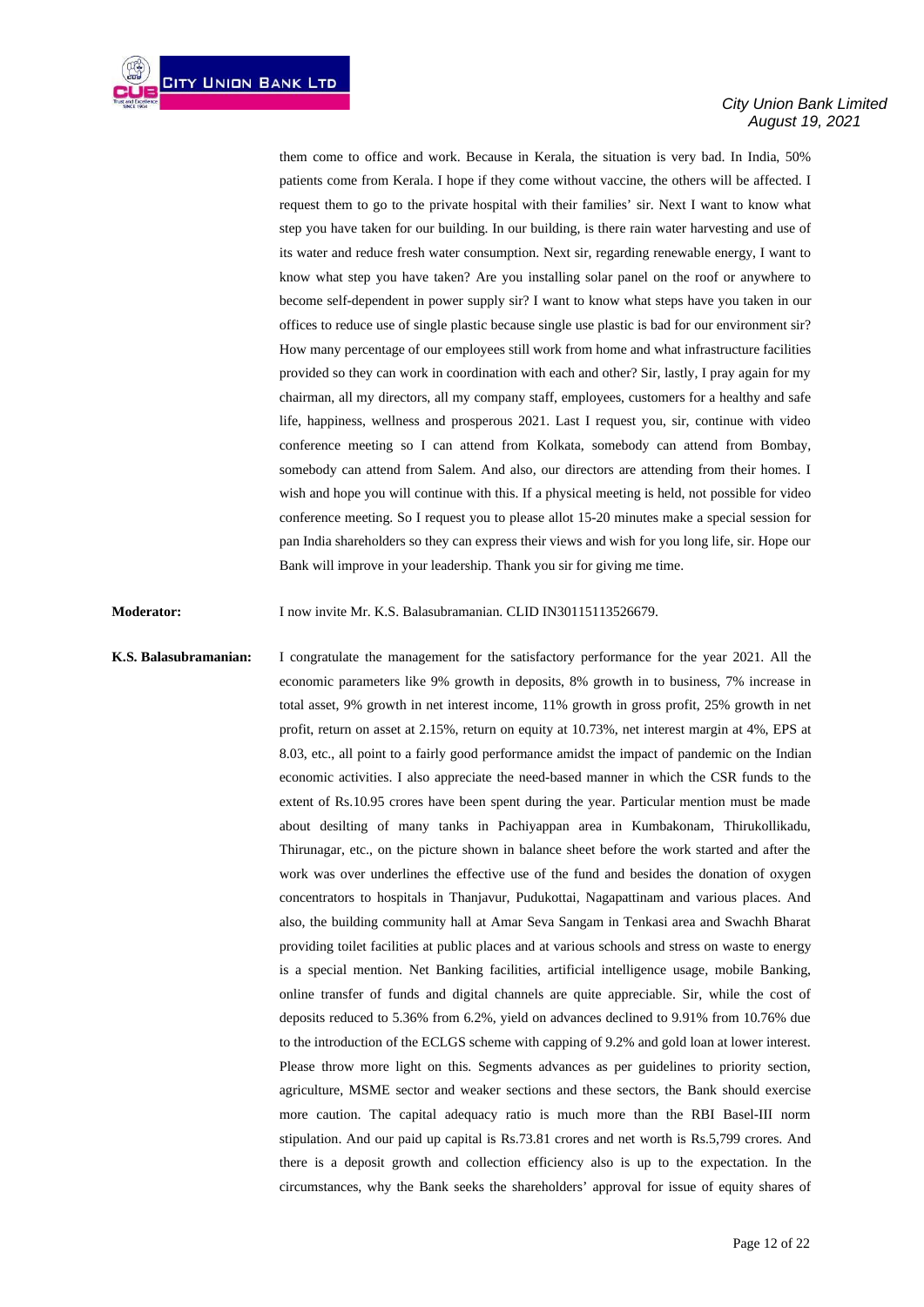them come to office and work. Because in Kerala, the situation is very bad. In India, 50% patients come from Kerala. I hope if they come without vaccine, the others will be affected. I request them to go to the private hospital with their families' sir. Next I want to know what step you have taken for our building. In our building, is there rain water harvesting and use of its water and reduce fresh water consumption. Next sir, regarding renewable energy, I want to know what step you have taken? Are you installing solar panel on the roof or anywhere to become self-dependent in power supply sir? I want to know what steps have you taken in our offices to reduce use of single plastic because single use plastic is bad for our environment sir? How many percentage of our employees still work from home and what infrastructure facilities provided so they can work in coordination with each and other? Sir, lastly, I pray again for my chairman, all my directors, all my company staff, employees, customers for a healthy and safe life, happiness, wellness and prosperous 2021. Last I request you, sir, continue with video conference meeting so I can attend from Kolkata, somebody can attend from Bombay, somebody can attend from Salem. And also, our directors are attending from their homes. I wish and hope you will continue with this. If a physical meeting is held, not possible for video conference meeting. So I request you to please allot 15-20 minutes make a special session for pan India shareholders so they can express their views and wish for you long life, sir. Hope our Bank will improve in your leadership. Thank you sir for giving me time.

**Moderator:** I now invite Mr. K.S. Balasubramanian. CLID IN30115113526679.

**K.S. Balasubramanian:** I congratulate the management for the satisfactory performance for the year 2021. All the economic parameters like 9% growth in deposits, 8% growth in to business, 7% increase in total asset, 9% growth in net interest income, 11% growth in gross profit, 25% growth in net profit, return on asset at 2.15%, return on equity at 10.73%, net interest margin at 4%, EPS at 8.03, etc., all point to a fairly good performance amidst the impact of pandemic on the Indian economic activities. I also appreciate the need-based manner in which the CSR funds to the extent of Rs.10.95 crores have been spent during the year. Particular mention must be made about desilting of many tanks in Pachiyappan area in Kumbakonam, Thirukollikadu, Thirunagar, etc., on the picture shown in balance sheet before the work started and after the work was over underlines the effective use of the fund and besides the donation of oxygen concentrators to hospitals in Thanjavur, Pudukottai, Nagapattinam and various places. And also, the building community hall at Amar Seva Sangam in Tenkasi area and Swachh Bharat providing toilet facilities at public places and at various schools and stress on waste to energy is a special mention. Net Banking facilities, artificial intelligence usage, mobile Banking, online transfer of funds and digital channels are quite appreciable. Sir, while the cost of deposits reduced to 5.36% from 6.2%, yield on advances declined to 9.91% from 10.76% due to the introduction of the ECLGS scheme with capping of 9.2% and gold loan at lower interest. Please throw more light on this. Segments advances as per guidelines to priority section, agriculture, MSME sector and weaker sections and these sectors, the Bank should exercise more caution. The capital adequacy ratio is much more than the RBI Basel-III norm stipulation. And our paid up capital is Rs.73.81 crores and net worth is Rs.5,799 crores. And there is a deposit growth and collection efficiency also is up to the expectation. In the circumstances, why the Bank seeks the shareholders' approval for issue of equity shares of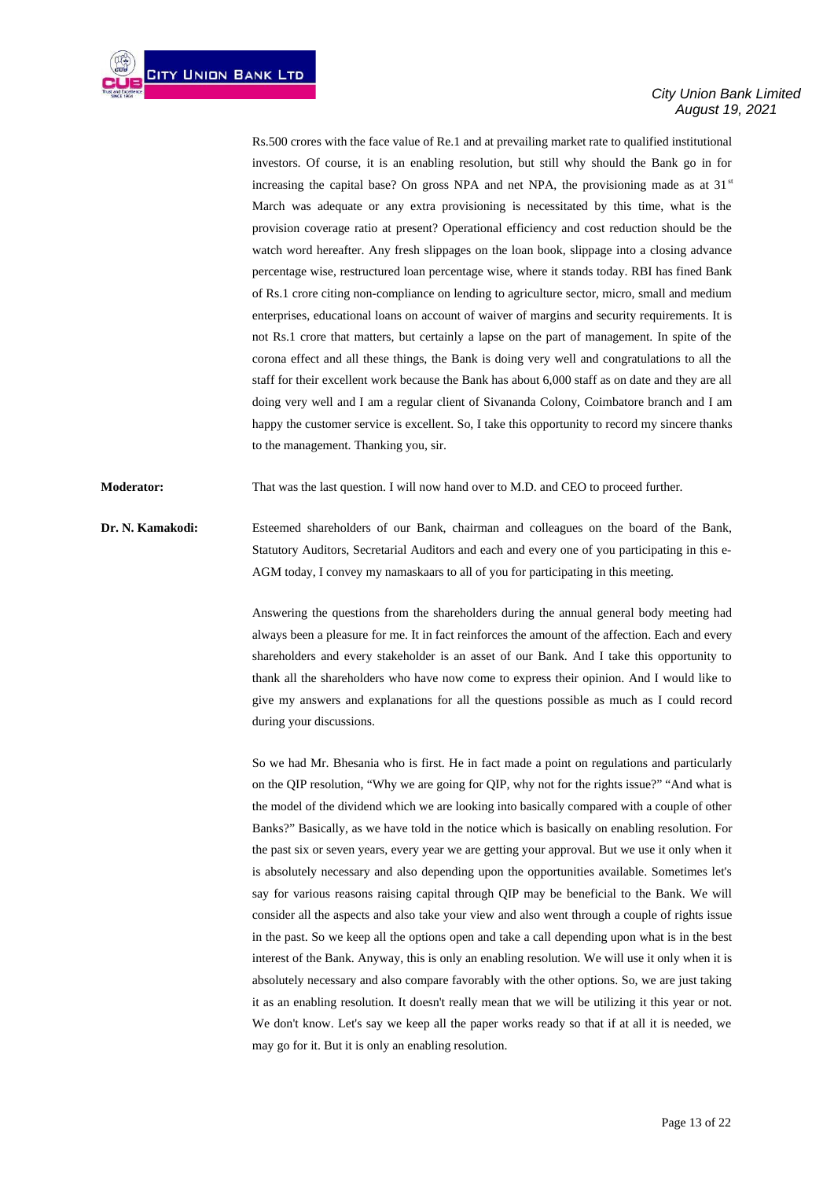Rs.500 crores with the face value of Re.1 and at prevailing market rate to qualified institutional investors. Of course, it is an enabling resolution, but still why should the Bank go in for increasing the capital base? On gross NPA and net NPA, the provisioning made as at 31st March was adequate or any extra provisioning is necessitated by this time, what is the provision coverage ratio at present? Operational efficiency and cost reduction should be the watch word hereafter. Any fresh slippages on the loan book, slippage into a closing advance percentage wise, restructured loan percentage wise, where it stands today. RBI has fined Bank of Rs.1 crore citing non-compliance on lending to agriculture sector, micro, small and medium enterprises, educational loans on account of waiver of margins and security requirements. It is not Rs.1 crore that matters, but certainly a lapse on the part of management. In spite of the corona effect and all these things, the Bank is doing very well and congratulations to all the staff for their excellent work because the Bank has about 6,000 staff as on date and they are all doing very well and I am a regular client of Sivananda Colony, Coimbatore branch and I am happy the customer service is excellent. So, I take this opportunity to record my sincere thanks to the management. Thanking you, sir.

**Moderator:** That was the last question. I will now hand over to M.D. and CEO to proceed further.

**Dr. N. Kamakodi:** Esteemed shareholders of our Bank, chairman and colleagues on the board of the Bank, Statutory Auditors, Secretarial Auditors and each and every one of you participating in this e-AGM today, I convey my namaskaars to all of you for participating in this meeting.

Answering the questions from the shareholders during the annual general body meeting had always been a pleasure for me. It in fact reinforces the amount of the affection. Each and every shareholders and every stakeholder is an asset of our Bank. And I take this opportunity to thank all the shareholders who have now come to express their opinion. And I would like to give my answers and explanations for all the questions possible as much as I could record during your discussions.

So we had Mr. Bhesania who is first. He in fact made a point on regulations and particularly on the QIP resolution, "Why we are going for QIP, why not for the rights issue?" "And what is the model of the dividend which we are looking into basically compared with a couple of other Banks?" Basically, as we have told in the notice which is basically on enabling resolution. For the past six or seven years, every year we are getting your approval. But we use it only when it is absolutely necessary and also depending upon the opportunities available. Sometimes let's say for various reasons raising capital through QIP may be beneficial to the Bank. We will consider all the aspects and also take your view and also went through a couple of rights issue in the past. So we keep all the options open and take a call depending upon what is in the best interest of the Bank. Anyway, this is only an enabling resolution. We will use it only when it is absolutely necessary and also compare favorably with the other options. So, we are just taking it as an enabling resolution. It doesn't really mean that we will be utilizing it this year or not. We don't know. Let's say we keep all the paper works ready so that if at all it is needed, we may go for it. But it is only an enabling resolution.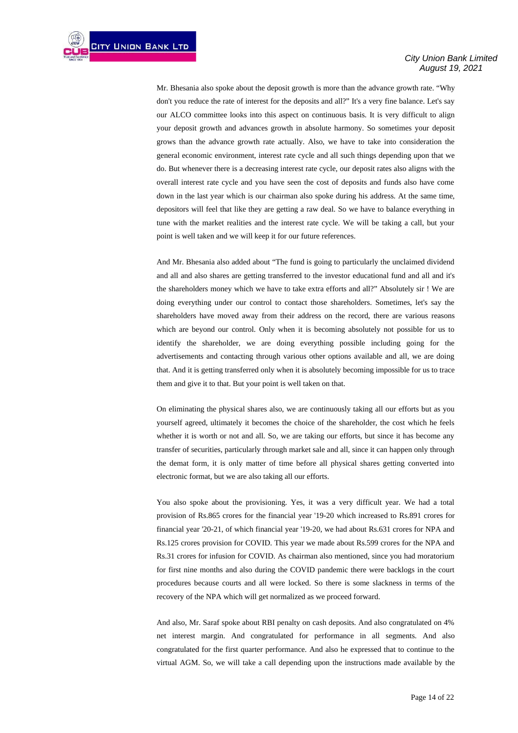Mr. Bhesania also spoke about the deposit growth is more than the advance growth rate. "Why don't you reduce the rate of interest for the deposits and all?" It's a very fine balance. Let's say our ALCO committee looks into this aspect on continuous basis. It is very difficult to align your deposit growth and advances growth in absolute harmony. So sometimes your deposit grows than the advance growth rate actually. Also, we have to take into consideration the general economic environment, interest rate cycle and all such things depending upon that we do. But whenever there is a decreasing interest rate cycle, our deposit rates also aligns with the overall interest rate cycle and you have seen the cost of deposits and funds also have come down in the last year which is our chairman also spoke during his address. At the same time, depositors will feel that like they are getting a raw deal. So we have to balance everything in tune with the market realities and the interest rate cycle. We will be taking a call, but your point is well taken and we will keep it for our future references.

And Mr. Bhesania also added about "The fund is going to particularly the unclaimed dividend and all and also shares are getting transferred to the investor educational fund and all and it's the shareholders money which we have to take extra efforts and all?" Absolutely sir ! We are doing everything under our control to contact those shareholders. Sometimes, let's say the shareholders have moved away from their address on the record, there are various reasons which are beyond our control. Only when it is becoming absolutely not possible for us to identify the shareholder, we are doing everything possible including going for the advertisements and contacting through various other options available and all, we are doing that. And it is getting transferred only when it is absolutely becoming impossible for us to trace them and give it to that. But your point is well taken on that.

On eliminating the physical shares also, we are continuously taking all our efforts but as you yourself agreed, ultimately it becomes the choice of the shareholder, the cost which he feels whether it is worth or not and all. So, we are taking our efforts, but since it has become any transfer of securities, particularly through market sale and all, since it can happen only through the demat form, it is only matter of time before all physical shares getting converted into electronic format, but we are also taking all our efforts.

You also spoke about the provisioning. Yes, it was a very difficult year. We had a total provision of Rs.865 crores for the financial year '19-20 which increased to Rs.891 crores for financial year '20-21, of which financial year '19-20, we had about Rs.631 crores for NPA and Rs.125 crores provision for COVID. This year we made about Rs.599 crores for the NPA and Rs.31 crores for infusion for COVID. As chairman also mentioned, since you had moratorium for first nine months and also during the COVID pandemic there were backlogs in the court procedures because courts and all were locked. So there is some slackness in terms of the recovery of the NPA which will get normalized as we proceed forward.

And also, Mr. Saraf spoke about RBI penalty on cash deposits. And also congratulated on 4% net interest margin. And congratulated for performance in all segments. And also congratulated for the first quarter performance. And also he expressed that to continue to the virtual AGM. So, we will take a call depending upon the instructions made available by the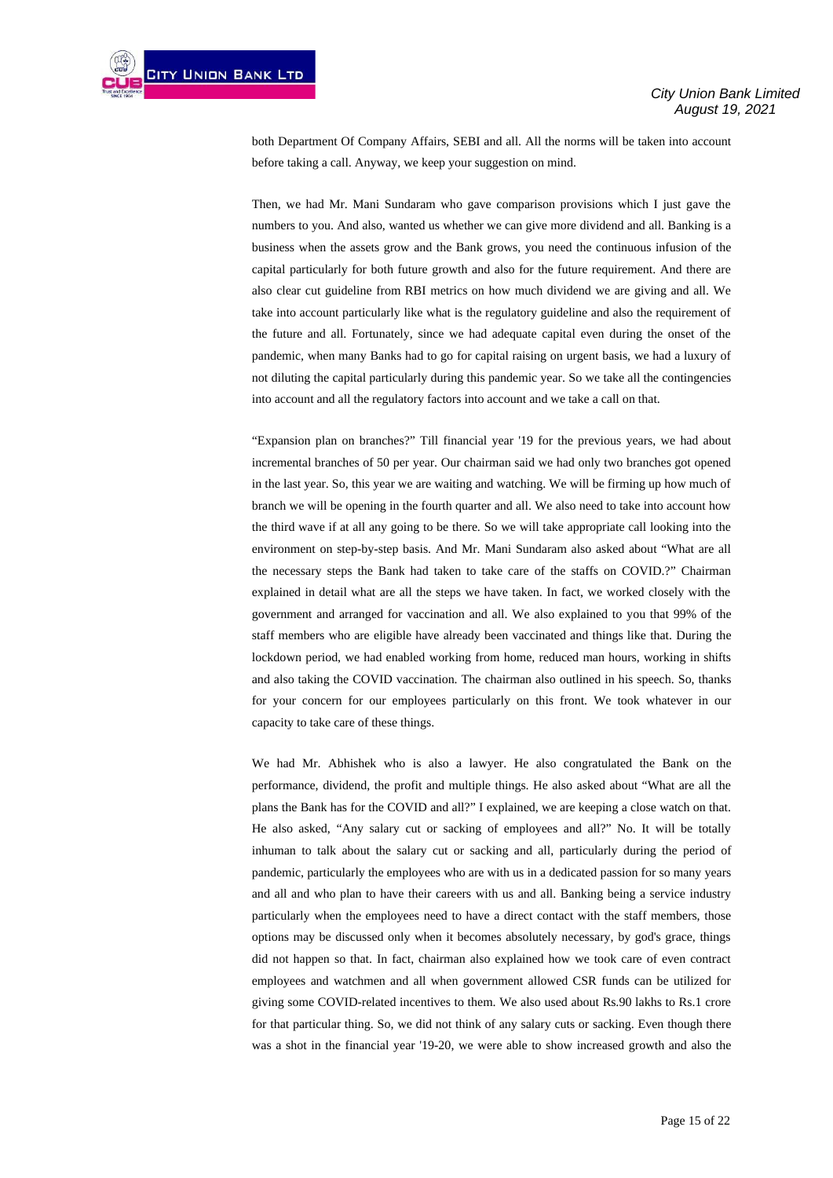both Department Of Company Affairs, SEBI and all. All the norms will be taken into account before taking a call. Anyway, we keep your suggestion on mind.

Then, we had Mr. Mani Sundaram who gave comparison provisions which I just gave the numbers to you. And also, wanted us whether we can give more dividend and all. Banking is a business when the assets grow and the Bank grows, you need the continuous infusion of the capital particularly for both future growth and also for the future requirement. And there are also clear cut guideline from RBI metrics on how much dividend we are giving and all. We take into account particularly like what is the regulatory guideline and also the requirement of the future and all. Fortunately, since we had adequate capital even during the onset of the pandemic, when many Banks had to go for capital raising on urgent basis, we had a luxury of not diluting the capital particularly during this pandemic year. So we take all the contingencies into account and all the regulatory factors into account and we take a call on that.

"Expansion plan on branches?" Till financial year '19 for the previous years, we had about incremental branches of 50 per year. Our chairman said we had only two branches got opened in the last year. So, this year we are waiting and watching. We will be firming up how much of branch we will be opening in the fourth quarter and all. We also need to take into account how the third wave if at all any going to be there. So we will take appropriate call looking into the environment on step-by-step basis. And Mr. Mani Sundaram also asked about "What are all the necessary steps the Bank had taken to take care of the staffs on COVID.?" Chairman explained in detail what are all the steps we have taken. In fact, we worked closely with the government and arranged for vaccination and all. We also explained to you that 99% of the staff members who are eligible have already been vaccinated and things like that. During the lockdown period, we had enabled working from home, reduced man hours, working in shifts and also taking the COVID vaccination. The chairman also outlined in his speech. So, thanks for your concern for our employees particularly on this front. We took whatever in our capacity to take care of these things.

We had Mr. Abhishek who is also a lawyer. He also congratulated the Bank on the performance, dividend, the profit and multiple things. He also asked about "What are all the plans the Bank has for the COVID and all?" I explained, we are keeping a close watch on that. He also asked, "Any salary cut or sacking of employees and all?" No. It will be totally inhuman to talk about the salary cut or sacking and all, particularly during the period of pandemic, particularly the employees who are with us in a dedicated passion for so many years and all and who plan to have their careers with us and all. Banking being a service industry particularly when the employees need to have a direct contact with the staff members, those options may be discussed only when it becomes absolutely necessary, by god's grace, things did not happen so that. In fact, chairman also explained how we took care of even contract employees and watchmen and all when government allowed CSR funds can be utilized for giving some COVID-related incentives to them. We also used about Rs.90 lakhs to Rs.1 crore for that particular thing. So, we did not think of any salary cuts or sacking. Even though there was a shot in the financial year '19-20, we were able to show increased growth and also the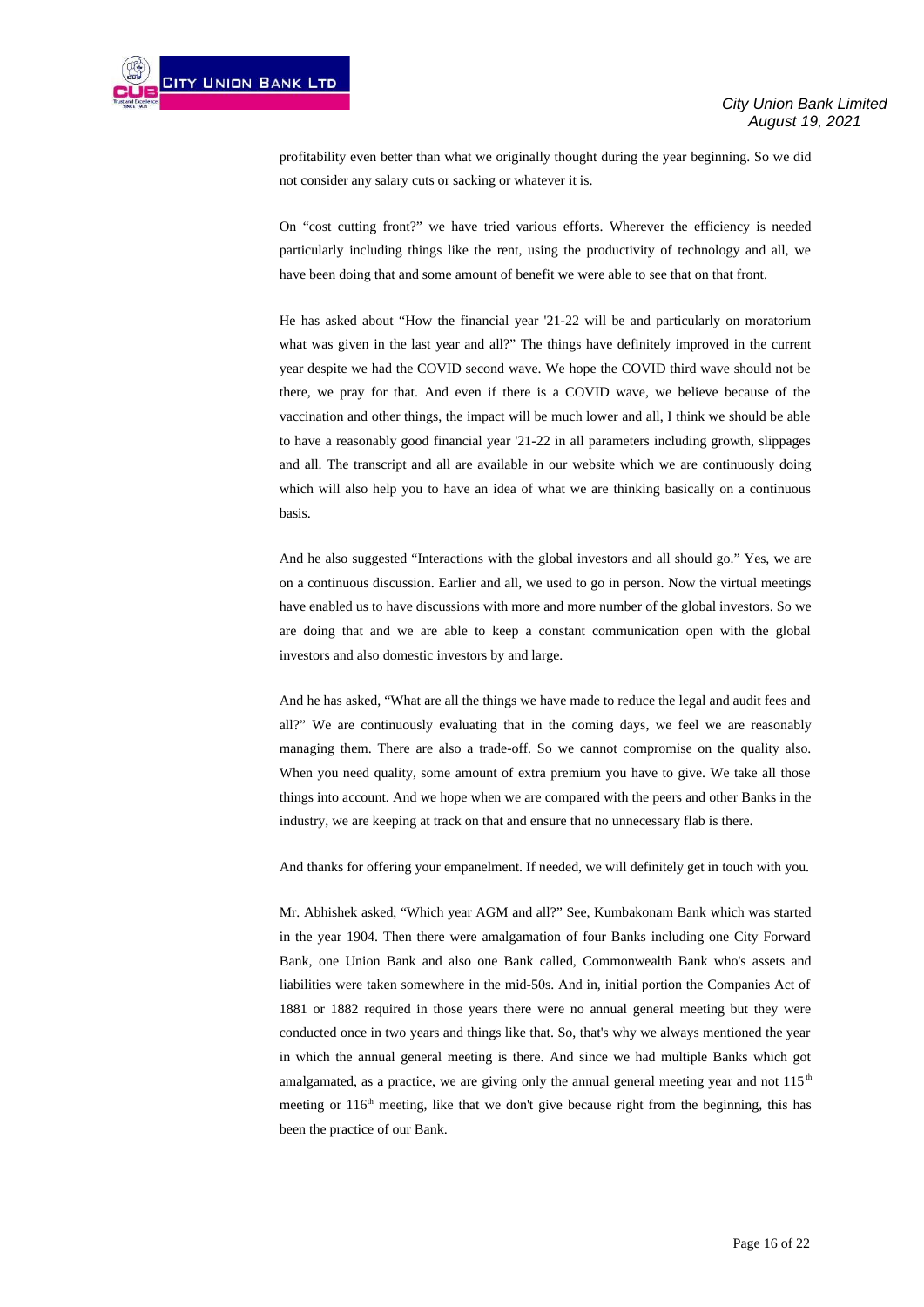profitability even better than what we originally thought during the year beginning. So we did not consider any salary cuts or sacking or whatever it is.

On "cost cutting front?" we have tried various efforts. Wherever the efficiency is needed particularly including things like the rent, using the productivity of technology and all, we have been doing that and some amount of benefit we were able to see that on that front.

He has asked about "How the financial year '21-22 will be and particularly on moratorium what was given in the last year and all?" The things have definitely improved in the current year despite we had the COVID second wave. We hope the COVID third wave should not be there, we pray for that. And even if there is a COVID wave, we believe because of the vaccination and other things, the impact will be much lower and all, I think we should be able to have a reasonably good financial year '21-22 in all parameters including growth, slippages and all. The transcript and all are available in our website which we are continuously doing which will also help you to have an idea of what we are thinking basically on a continuous basis.

And he also suggested "Interactions with the global investors and all should go." Yes, we are on a continuous discussion. Earlier and all, we used to go in person. Now the virtual meetings have enabled us to have discussions with more and more number of the global investors. So we are doing that and we are able to keep a constant communication open with the global investors and also domestic investors by and large.

And he has asked, "What are all the things we have made to reduce the legal and audit fees and all?" We are continuously evaluating that in the coming days, we feel we are reasonably managing them. There are also a trade-off. So we cannot compromise on the quality also. When you need quality, some amount of extra premium you have to give. We take all those things into account. And we hope when we are compared with the peers and other Banks in the industry, we are keeping at track on that and ensure that no unnecessary flab is there.

And thanks for offering your empanelment. If needed, we will definitely get in touch with you.

Mr. Abhishek asked, "Which year AGM and all?" See, Kumbakonam Bank which was started in the year 1904. Then there were amalgamation of four Banks including one City Forward Bank, one Union Bank and also one Bank called, Commonwealth Bank who's assets and liabilities were taken somewhere in the mid-50s. And in, initial portion the Companies Act of 1881 or 1882 required in those years there were no annual general meeting but they were conducted once in two years and things like that. So, that's why we always mentioned the year in which the annual general meeting is there. And since we had multiple Banks which got amalgamated, as a practice, we are giving only the annual general meeting year and not 115th meeting or 116th meeting, like that we don't give because right from the beginning, this has been the practice of our Bank.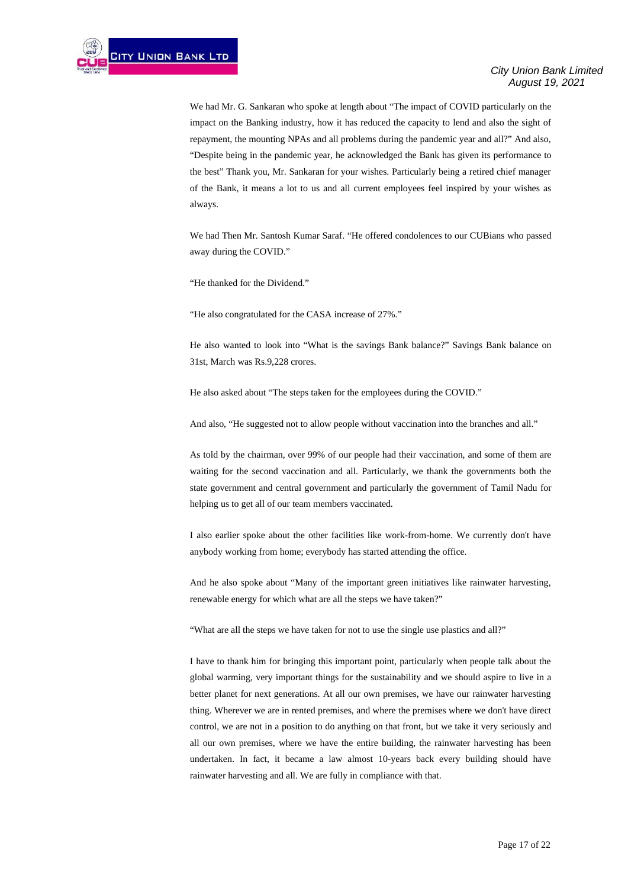We had Mr. G. Sankaran who spoke at length about "The impact of COVID particularly on the impact on the Banking industry, how it has reduced the capacity to lend and also the sight of repayment, the mounting NPAs and all problems during the pandemic year and all?" And also, "Despite being in the pandemic year, he acknowledged the Bank has given its performance to the best" Thank you, Mr. Sankaran for your wishes. Particularly being a retired chief manager of the Bank, it means a lot to us and all current employees feel inspired by your wishes as always.

We had Then Mr. Santosh Kumar Saraf. "He offered condolences to our CUBians who passed away during the COVID."

"He thanked for the Dividend."

"He also congratulated for the CASA increase of 27%."

He also wanted to look into "What is the savings Bank balance?" Savings Bank balance on 31st, March was Rs.9,228 crores.

He also asked about "The steps taken for the employees during the COVID."

And also, "He suggested not to allow people without vaccination into the branches and all."

As told by the chairman, over 99% of our people had their vaccination, and some of them are waiting for the second vaccination and all. Particularly, we thank the governments both the state government and central government and particularly the government of Tamil Nadu for helping us to get all of our team members vaccinated.

I also earlier spoke about the other facilities like work-from-home. We currently don't have anybody working from home; everybody has started attending the office.

And he also spoke about "Many of the important green initiatives like rainwater harvesting, renewable energy for which what are all the steps we have taken?"

"What are all the steps we have taken for not to use the single use plastics and all?"

I have to thank him for bringing this important point, particularly when people talk about the global warming, very important things for the sustainability and we should aspire to live in a better planet for next generations. At all our own premises, we have our rainwater harvesting thing. Wherever we are in rented premises, and where the premises where we don't have direct control, we are not in a position to do anything on that front, but we take it very seriously and all our own premises, where we have the entire building, the rainwater harvesting has been undertaken. In fact, it became a law almost 10-years back every building should have rainwater harvesting and all. We are fully in compliance with that.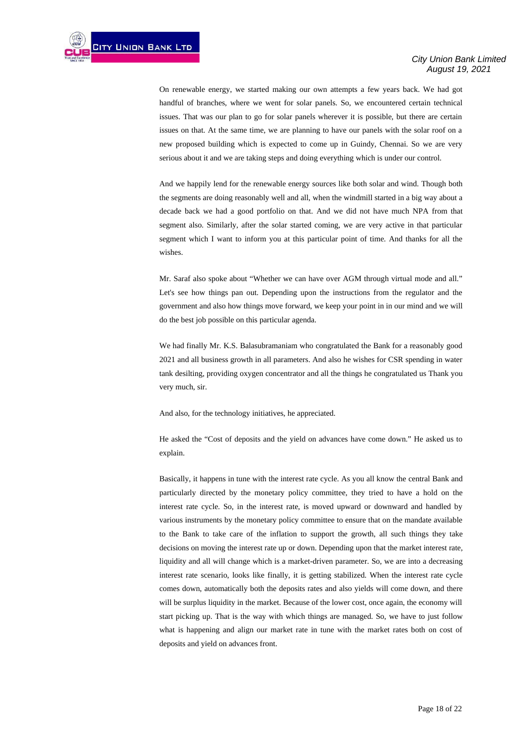On renewable energy, we started making our own attempts a few years back. We had got handful of branches, where we went for solar panels. So, we encountered certain technical issues. That was our plan to go for solar panels wherever it is possible, but there are certain issues on that. At the same time, we are planning to have our panels with the solar roof on a new proposed building which is expected to come up in Guindy, Chennai. So we are very serious about it and we are taking steps and doing everything which is under our control.

And we happily lend for the renewable energy sources like both solar and wind. Though both the segments are doing reasonably well and all, when the windmill started in a big way about a decade back we had a good portfolio on that. And we did not have much NPA from that segment also. Similarly, after the solar started coming, we are very active in that particular segment which I want to inform you at this particular point of time. And thanks for all the wishes.

Mr. Saraf also spoke about "Whether we can have over AGM through virtual mode and all." Let's see how things pan out. Depending upon the instructions from the regulator and the government and also how things move forward, we keep your point in in our mind and we will do the best job possible on this particular agenda.

We had finally Mr. K.S. Balasubramaniam who congratulated the Bank for a reasonably good 2021 and all business growth in all parameters. And also he wishes for CSR spending in water tank desilting, providing oxygen concentrator and all the things he congratulated us Thank you very much, sir.

And also, for the technology initiatives, he appreciated.

He asked the "Cost of deposits and the yield on advances have come down." He asked us to explain.

Basically, it happens in tune with the interest rate cycle. As you all know the central Bank and particularly directed by the monetary policy committee, they tried to have a hold on the interest rate cycle. So, in the interest rate, is moved upward or downward and handled by various instruments by the monetary policy committee to ensure that on the mandate available to the Bank to take care of the inflation to support the growth, all such things they take decisions on moving the interest rate up or down. Depending upon that the market interest rate, liquidity and all will change which is a market-driven parameter. So, we are into a decreasing interest rate scenario, looks like finally, it is getting stabilized. When the interest rate cycle comes down, automatically both the deposits rates and also yields will come down, and there will be surplus liquidity in the market. Because of the lower cost, once again, the economy will start picking up. That is the way with which things are managed. So, we have to just follow what is happening and align our market rate in tune with the market rates both on cost of deposits and yield on advances front.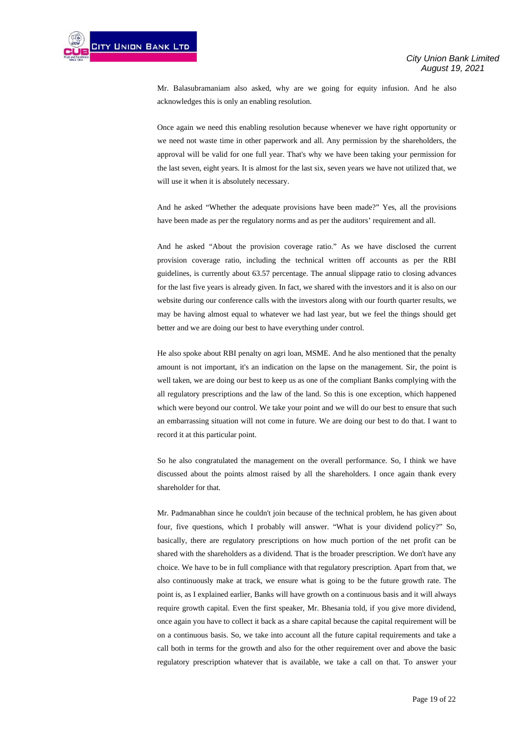Mr. Balasubramaniam also asked, why are we going for equity infusion. And he also acknowledges this is only an enabling resolution.

Once again we need this enabling resolution because whenever we have right opportunity or we need not waste time in other paperwork and all. Any permission by the shareholders, the approval will be valid for one full year. That's why we have been taking your permission for the last seven, eight years. It is almost for the last six, seven years we have not utilized that, we will use it when it is absolutely necessary.

And he asked "Whether the adequate provisions have been made?" Yes, all the provisions have been made as per the regulatory norms and as per the auditors' requirement and all.

And he asked "About the provision coverage ratio." As we have disclosed the current provision coverage ratio, including the technical written off accounts as per the RBI guidelines, is currently about 63.57 percentage. The annual slippage ratio to closing advances for the last five years is already given. In fact, we shared with the investors and it is also on our website during our conference calls with the investors along with our fourth quarter results, we may be having almost equal to whatever we had last year, but we feel the things should get better and we are doing our best to have everything under control.

He also spoke about RBI penalty on agri loan, MSME. And he also mentioned that the penalty amount is not important, it's an indication on the lapse on the management. Sir, the point is well taken, we are doing our best to keep us as one of the compliant Banks complying with the all regulatory prescriptions and the law of the land. So this is one exception, which happened which were beyond our control. We take your point and we will do our best to ensure that such an embarrassing situation will not come in future. We are doing our best to do that. I want to record it at this particular point.

So he also congratulated the management on the overall performance. So, I think we have discussed about the points almost raised by all the shareholders. I once again thank every shareholder for that.

Mr. Padmanabhan since he couldn't join because of the technical problem, he has given about four, five questions, which I probably will answer. "What is your dividend policy?" So, basically, there are regulatory prescriptions on how much portion of the net profit can be shared with the shareholders as a dividend. That is the broader prescription. We don't have any choice. We have to be in full compliance with that regulatory prescription. Apart from that, we also continuously make at track, we ensure what is going to be the future growth rate. The point is, as I explained earlier, Banks will have growth on a continuous basis and it will always require growth capital. Even the first speaker, Mr. Bhesania told, if you give more dividend, once again you have to collect it back as a share capital because the capital requirement will be on a continuous basis. So, we take into account all the future capital requirements and take a call both in terms for the growth and also for the other requirement over and above the basic regulatory prescription whatever that is available, we take a call on that. To answer your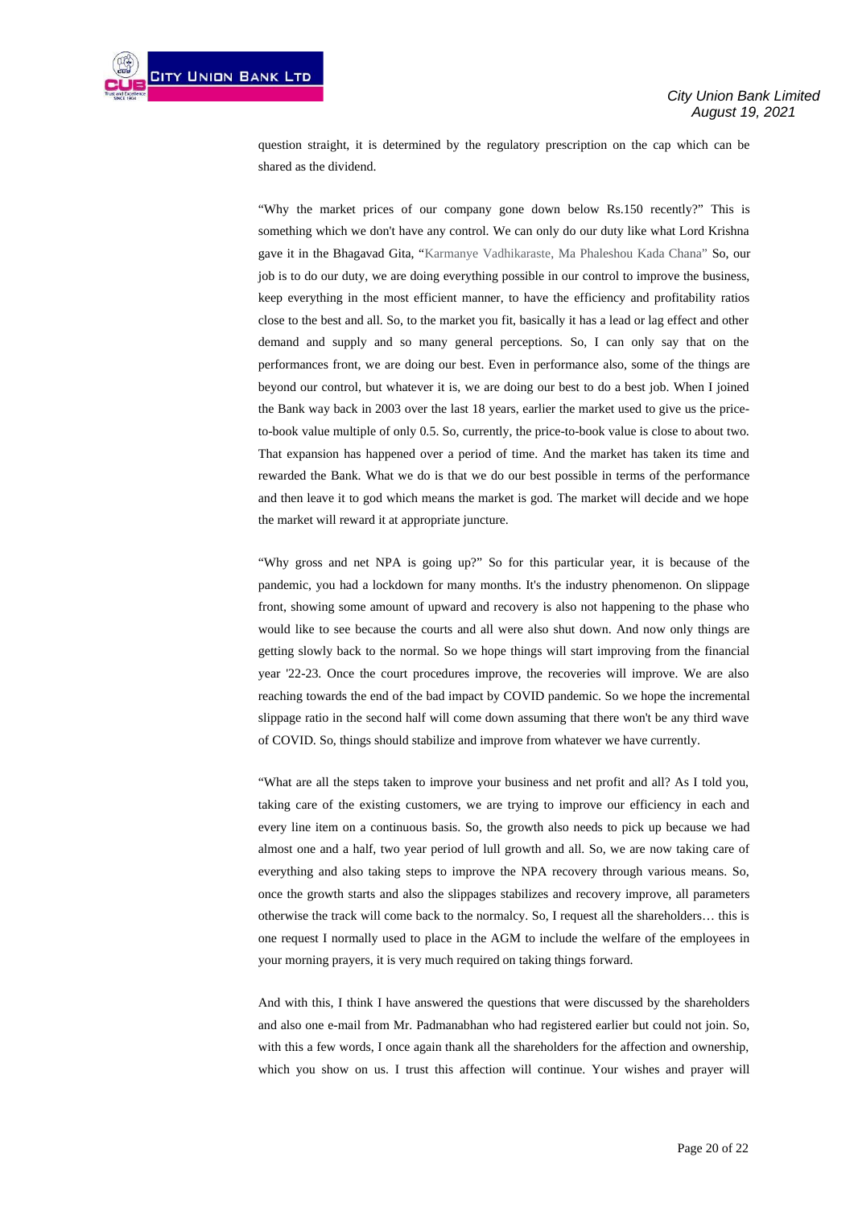question straight, it is determined by the regulatory prescription on the cap which can be shared as the dividend.

"Why the market prices of our company gone down below Rs.150 recently?" This is something which we don't have any control. We can only do our duty like what Lord Krishna gave it in the Bhagavad Gita, "Karmanye Vadhikaraste, Ma Phaleshou Kada Chana" So, our job is to do our duty, we are doing everything possible in our control to improve the business, keep everything in the most efficient manner, to have the efficiency and profitability ratios close to the best and all. So, to the market you fit, basically it has a lead or lag effect and other demand and supply and so many general perceptions. So, I can only say that on the performances front, we are doing our best. Even in performance also, some of the things are beyond our control, but whatever it is, we are doing our best to do a best job. When I joined the Bank way back in 2003 over the last 18 years, earlier the market used to give us the price-to-book value multiple of only 0.5. So, currently, the price-to-book value is close to about two. That expansion has happened over a period of time. And the market has taken its time and rewarded the Bank. What we do is that we do our best possible in terms of the performance and then leave it to god which means the market is god. The market will decide and we hope the market will reward it at appropriate juncture.

"Why gross and net NPA is going up?" So for this particular year, it is because of the pandemic, you had a lockdown for many months. It's the industry phenomenon. On slippage front, showing some amount of upward and recovery is also not happening to the phase who would like to see because the courts and all were also shut down. And now only things are getting slowly back to the normal. So we hope things will start improving from the financial year '22-23. Once the court procedures improve, the recoveries will improve. We are also reaching towards the end of the bad impact by COVID pandemic. So we hope the incremental slippage ratio in the second half will come down assuming that there won't be any third wave of COVID. So, things should stabilize and improve from whatever we have currently.

"What are all the steps taken to improve your business and net profit and all? As I told you, taking care of the existing customers, we are trying to improve our efficiency in each and every line item on a continuous basis. So, the growth also needs to pick up because we had almost one and a half, two year period of lull growth and all. So, we are now taking care of everything and also taking steps to improve the NPA recovery through various means. So, once the growth starts and also the slippages stabilizes and recovery improve, all parameters otherwise the track will come back to the normalcy. So, I request all the shareholders… this is one request I normally used to place in the AGM to include the welfare of the employees in your morning prayers, it is very much required on taking things forward.

And with this, I think I have answered the questions that were discussed by the shareholders and also one e-mail from Mr. Padmanabhan who had registered earlier but could not join. So, with this a few words, I once again thank all the shareholders for the affection and ownership, which you show on us. I trust this affection will continue. Your wishes and prayer will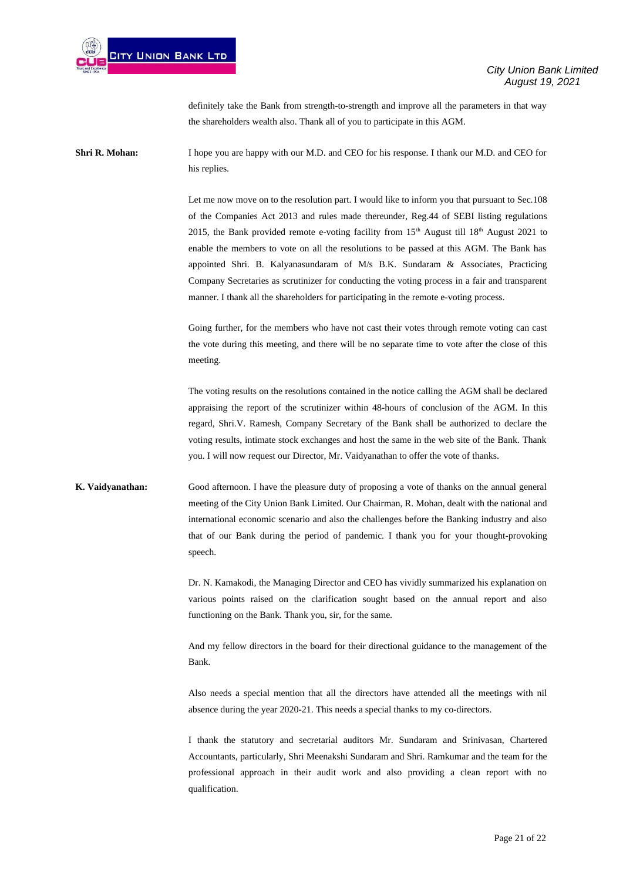definitely take the Bank from strength-to-strength and improve all the parameters in that way the shareholders wealth also. Thank all of you to participate in this AGM.

**Shri R. Mohan:** I hope you are happy with our M.D. and CEO for his response. I thank our M.D. and CEO for his replies.

Let me now move on to the resolution part. I would like to inform you that pursuant to Sec.108 of the Companies Act 2013 and rules made thereunder, Reg.44 of SEBI listing regulations 2015, the Bank provided remote e-voting facility from 15th August till 18th August 2021 to enable the members to vote on all the resolutions to be passed at this AGM. The Bank has appointed Shri. B. Kalyanasundaram of M/s B.K. Sundaram & Associates, Practicing Company Secretaries as scrutinizer for conducting the voting process in a fair and transparent manner. I thank all the shareholders for participating in the remote e-voting process.

Going further, for the members who have not cast their votes through remote voting can cast the vote during this meeting, and there will be no separate time to vote after the close of this meeting.

The voting results on the resolutions contained in the notice calling the AGM shall be declared appraising the report of the scrutinizer within 48-hours of conclusion of the AGM. In this regard, Shri.V. Ramesh, Company Secretary of the Bank shall be authorized to declare the voting results, intimate stock exchanges and host the same in the web site of the Bank. Thank you. I will now request our Director, Mr. Vaidyanathan to offer the vote of thanks.

**K. Vaidyanathan:** Good afternoon. I have the pleasure duty of proposing a vote of thanks on the annual general meeting of the City Union Bank Limited. Our Chairman, R. Mohan, dealt with the national and international economic scenario and also the challenges before the Banking industry and also that of our Bank during the period of pandemic. I thank you for your thought-provoking speech.

Dr. N. Kamakodi, the Managing Director and CEO has vividly summarized his explanation on various points raised on the clarification sought based on the annual report and also functioning on the Bank. Thank you, sir, for the same.

And my fellow directors in the board for their directional guidance to the management of the Bank.

Also needs a special mention that all the directors have attended all the meetings with nil absence during the year 2020-21. This needs a special thanks to my co-directors.

I thank the statutory and secretarial auditors Mr. Sundaram and Srinivasan, Chartered Accountants, particularly, Shri Meenakshi Sundaram and Shri. Ramkumar and the team for the professional approach in their audit work and also providing a clean report with no qualification.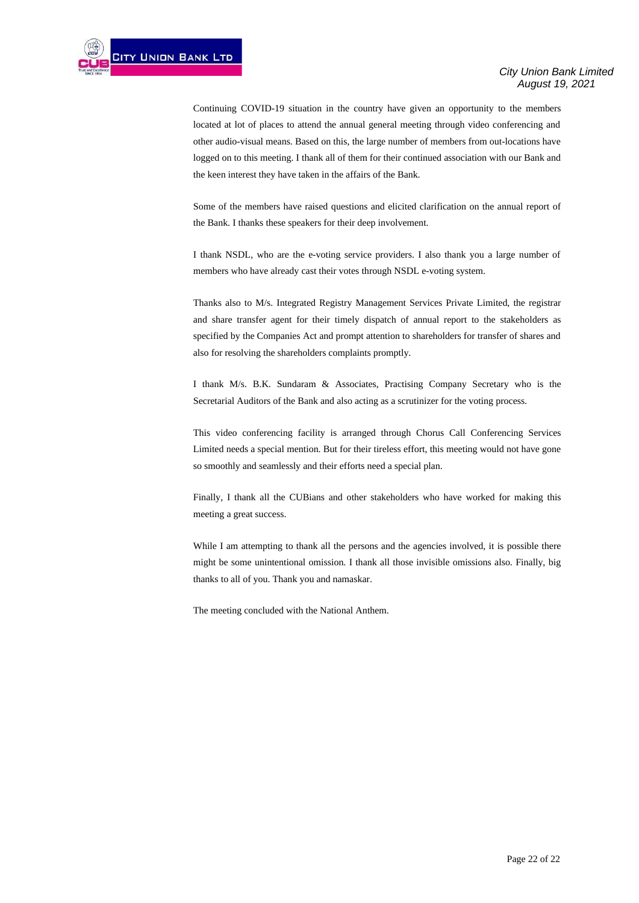Continuing COVID-19 situation in the country have given an opportunity to the members located at lot of places to attend the annual general meeting through video conferencing and other audio-visual means. Based on this, the large number of members from out-locations have logged on to this meeting. I thank all of them for their continued association with our Bank and the keen interest they have taken in the affairs of the Bank.

Some of the members have raised questions and elicited clarification on the annual report of the Bank. I thanks these speakers for their deep involvement.

I thank NSDL, who are the e-voting service providers. I also thank you a large number of members who have already cast their votes through NSDL e-voting system.

Thanks also to M/s. Integrated Registry Management Services Private Limited, the registrar and share transfer agent for their timely dispatch of annual report to the stakeholders as specified by the Companies Act and prompt attention to shareholders for transfer of shares and also for resolving the shareholders complaints promptly.

I thank M/s. B.K. Sundaram & Associates, Practising Company Secretary who is the Secretarial Auditors of the Bank and also acting as a scrutinizer for the voting process.

This video conferencing facility is arranged through Chorus Call Conferencing Services Limited needs a special mention. But for their tireless effort, this meeting would not have gone so smoothly and seamlessly and their efforts need a special plan.

Finally, I thank all the CUBians and other stakeholders who have worked for making this meeting a great success.

While I am attempting to thank all the persons and the agencies involved, it is possible there might be some unintentional omission. I thank all those invisible omissions also. Finally, big thanks to all of you. Thank you and namaskar.

The meeting concluded with the National Anthem.